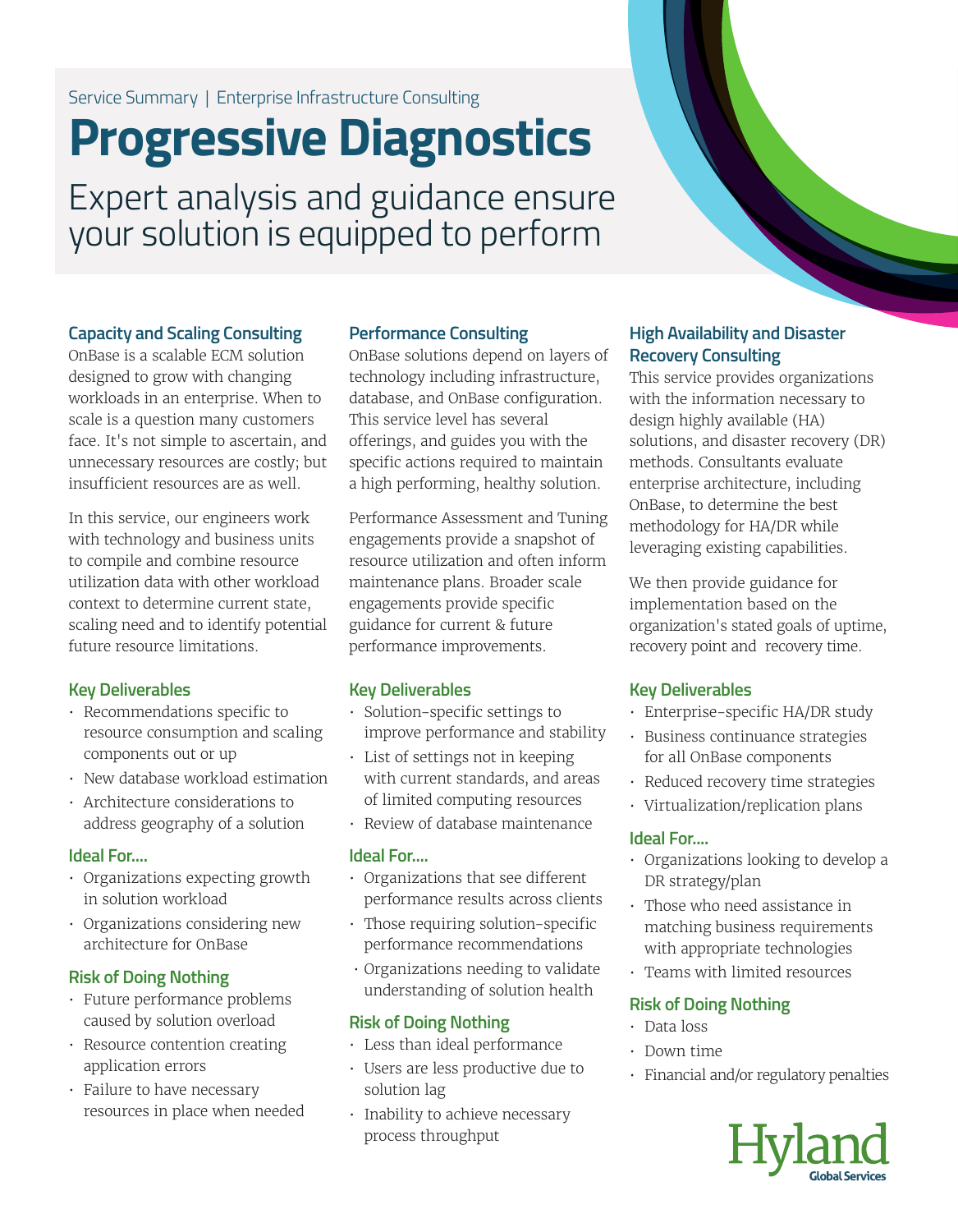Service Summary | Enterprise Infrastructure Consulting

# Progressive Diagnostics

## Expert analysis and guidance ensure your solution is equipped to perform

### Capacity and Scaling Consulting

OnBase is a scalable ECM solution designed to grow with changing workloads in an enterprise. When to scale is a question many customers face. It's not simple to ascertain, and unnecessary resources are costly; but insufficient resources are as well.

In this service, our engineers work with technology and business units to compile and combine resource utilization data with other workload context to determine current state, scaling need and to identify potential future resource limitations.

#### Key Deliverables

- Recommendations specific to resource consumption and scaling components out or up
- New database workload estimation
- Architecture considerations to address geography of a solution

#### Ideal For....

- Organizations expecting growth in solution workload
- Organizations considering new architecture for OnBase

#### Risk of Doing Nothing

- Future performance problems caused by solution overload
- Resource contention creating application errors
- Failure to have necessary resources in place when needed

### Performance Consulting

OnBase solutions depend on layers of technology including infrastructure, database, and OnBase configuration. This service level has several offerings, and guides you with the specific actions required to maintain a high performing, healthy solution.

Performance Assessment and Tuning engagements provide a snapshot of resource utilization and often inform maintenance plans. Broader scale engagements provide specific guidance for current & future performance improvements.

#### Key Deliverables

- Solution-specific settings to improve performance and stability
- List of settings not in keeping with current standards, and areas of limited computing resources
- Review of database maintenance

#### Ideal For....

- Organizations that see different performance results across clients
- Those requiring solution-specific performance recommendations
- Organizations needing to validate understanding of solution health

#### Risk of Doing Nothing

- Less than ideal performance
- Users are less productive due to solution lag
- Inability to achieve necessary process throughput

### High Availability and Disaster Recovery Consulting

This service provides organizations with the information necessary to design highly available (HA) solutions, and disaster recovery (DR) methods. Consultants evaluate enterprise architecture, including OnBase, to determine the best methodology for HA/DR while leveraging existing capabilities.

We then provide guidance for implementation based on the organization's stated goals of uptime, recovery point and recovery time.

#### Key Deliverables

- Enterprise-specific HA/DR study
- Business continuance strategies for all OnBase components
- Reduced recovery time strategies
- Virtualization/replication plans

#### Ideal For....

- Organizations looking to develop a DR strategy/plan
- Those who need assistance in matching business requirements with appropriate technologies
- Teams with limited resources

#### Risk of Doing Nothing

- Data loss
- Down time
- Financial and/or regulatory penalties

Hyland Global Services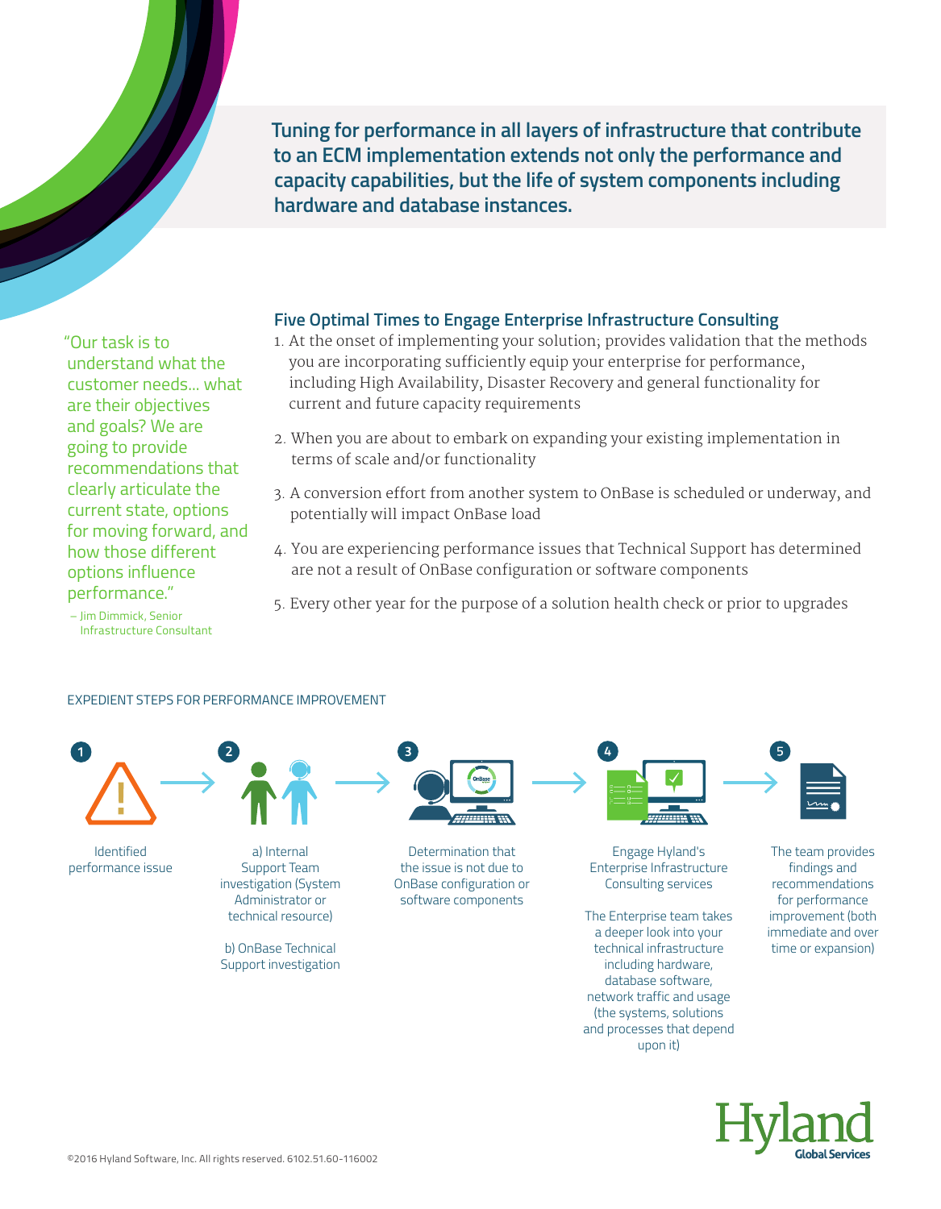**Tuning for performance in all layers of infrastructure that contribute to an ECM implementation extends not only the performance and capacity capabilities, but the life of system components including hardware and database instances.**

"Our task is to understand what the customer needs... what are their objectives and goals? We are going to provide recommendations that clearly articulate the current state, options for moving forward, and how those different options influence performance."

– Jim Dimmick, Senior Infrastructure Consultant

## Five Optimal Times to Engage Enterprise Infrastructure Consulting

1. At the onset of implementing your solution; provides validation that the methods you are incorporating sufficiently equip your enterprise for performance, including High Availability, Disaster Recovery and general functionality for current and future capacity requirements
2. When you are about to embark on expanding your existing implementation in terms of scale and/or functionality
3. A conversion effort from another system to OnBase is scheduled or underway, and potentially will impact OnBase load
4. You are experiencing performance issues that Technical Support has determined are not a result of OnBase configuration or software components
5. Every other year for the purpose of a solution health check or prior to upgrades

## EXPEDIENT STEPS FOR PERFORMANCE IMPROVEMENT

1. Identified performance issue
2. a) Internal Support Team investigation (System Administrator or technical resource)

   b) OnBase Technical Support investigation
3. Determination that the issue is not due to OnBase configuration or software components
4. Engage Hyland's Enterprise Infrastructure Consulting services

   The Enterprise team takes a deeper look into your technical infrastructure including hardware, database software, network traffic and usage (the systems, solutions and processes that depend upon it)
5. The team provides findings and recommendations for performance improvement (both immediate and over time or expansion)

Hyland Global Services

©2016 Hyland Software, Inc. All rights reserved. 6102.51.60-116002